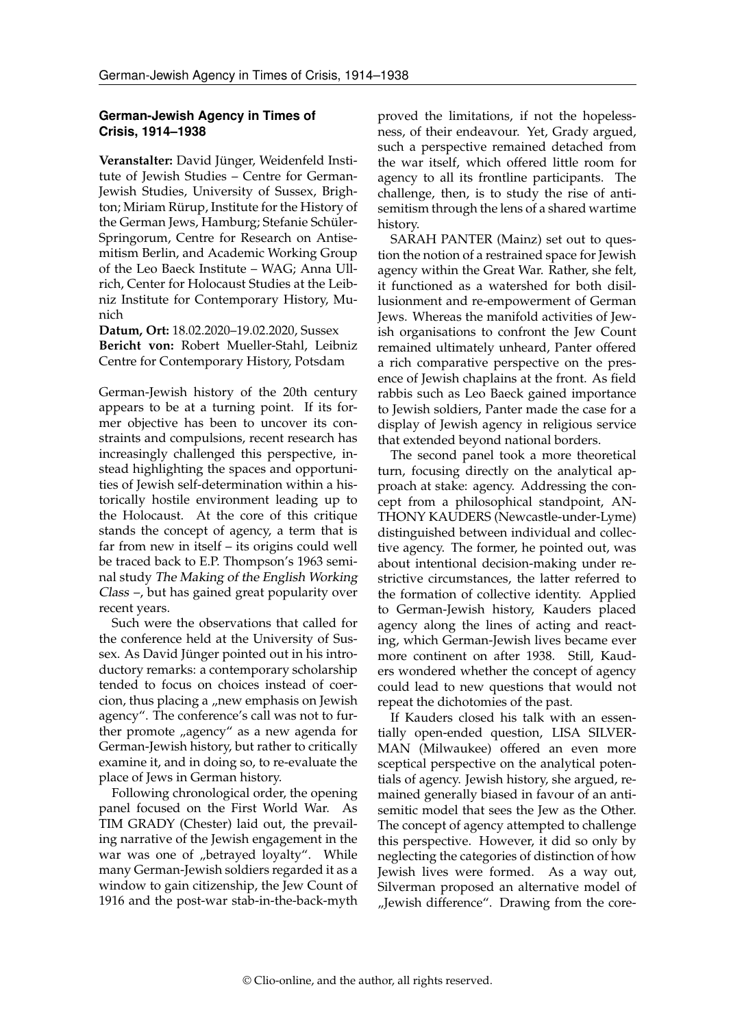## German-Jewish Agency in Times of Crisis, 1914–1938

**Veranstalter:** David Jünger, Weidenfeld Institute of Jewish Studies – Centre for German-Jewish Studies, University of Sussex, Brighton; Miriam Rürup, Institute for the History of the German Jews, Hamburg; Stefanie Schüler-Springorum, Centre for Research on Antisemitism Berlin, and Academic Working Group of the Leo Baeck Institute – WAG; Anna Ullrich, Center for Holocaust Studies at the Leibniz Institute for Contemporary History, Munich

**Datum, Ort:** 18.02.2020–19.02.2020, Sussex

**Bericht von:** Robert Mueller-Stahl, Leibniz Centre for Contemporary History, Potsdam

German-Jewish history of the 20th century appears to be at a turning point. If its former objective has been to uncover its constraints and compulsions, recent research has increasingly challenged this perspective, instead highlighting the spaces and opportunities of Jewish self-determination within a historically hostile environment leading up to the Holocaust. At the core of this critique stands the concept of agency, a term that is far from new in itself – its origins could well be traced back to E.P. Thompson's 1963 seminal study *The Making of the English Working Class* –, but has gained great popularity over recent years.

Such were the observations that called for the conference held at the University of Sussex. As David Jünger pointed out in his introductory remarks: a contemporary scholarship tended to focus on choices instead of coercion, thus placing a „new emphasis on Jewish agency". The conference's call was not to further promote „agency" as a new agenda for German-Jewish history, but rather to critically examine it, and in doing so, to re-evaluate the place of Jews in German history.

Following chronological order, the opening panel focused on the First World War. As TIM GRADY (Chester) laid out, the prevailing narrative of the Jewish engagement in the war was one of „betrayed loyalty". While many German-Jewish soldiers regarded it as a window to gain citizenship, the Jew Count of 1916 and the post-war stab-in-the-back-myth proved the limitations, if not the hopelessness, of their endeavour. Yet, Grady argued, such a perspective remained detached from the war itself, which offered little room for agency to all its frontline participants. The challenge, then, is to study the rise of antisemitism through the lens of a shared wartime history.

SARAH PANTER (Mainz) set out to question the notion of a restrained space for Jewish agency within the Great War. Rather, she felt, it functioned as a watershed for both disillusionment and re-empowerment of German Jews. Whereas the manifold activities of Jewish organisations to confront the Jew Count remained ultimately unheard, Panter offered a rich comparative perspective on the presence of Jewish chaplains at the front. As field rabbis such as Leo Baeck gained importance to Jewish soldiers, Panter made the case for a display of Jewish agency in religious service that extended beyond national borders.

The second panel took a more theoretical turn, focusing directly on the analytical approach at stake: agency. Addressing the concept from a philosophical standpoint, ANTHONY KAUDERS (Newcastle-under-Lyme) distinguished between individual and collective agency. The former, he pointed out, was about intentional decision-making under restrictive circumstances, the latter referred to the formation of collective identity. Applied to German-Jewish history, Kauders placed agency along the lines of acting and reacting, which German-Jewish lives became ever more continent on after 1938. Still, Kauders wondered whether the concept of agency could lead to new questions that would not repeat the dichotomies of the past.

If Kauders closed his talk with an essentially open-ended question, LISA SILVERMAN (Milwaukee) offered an even more sceptical perspective on the analytical potentials of agency. Jewish history, she argued, remained generally biased in favour of an antisemitic model that sees the Jew as the Other. The concept of agency attempted to challenge this perspective. However, it did so only by neglecting the categories of distinction of how Jewish lives were formed. As a way out, Silverman proposed an alternative model of „Jewish difference". Drawing from the core-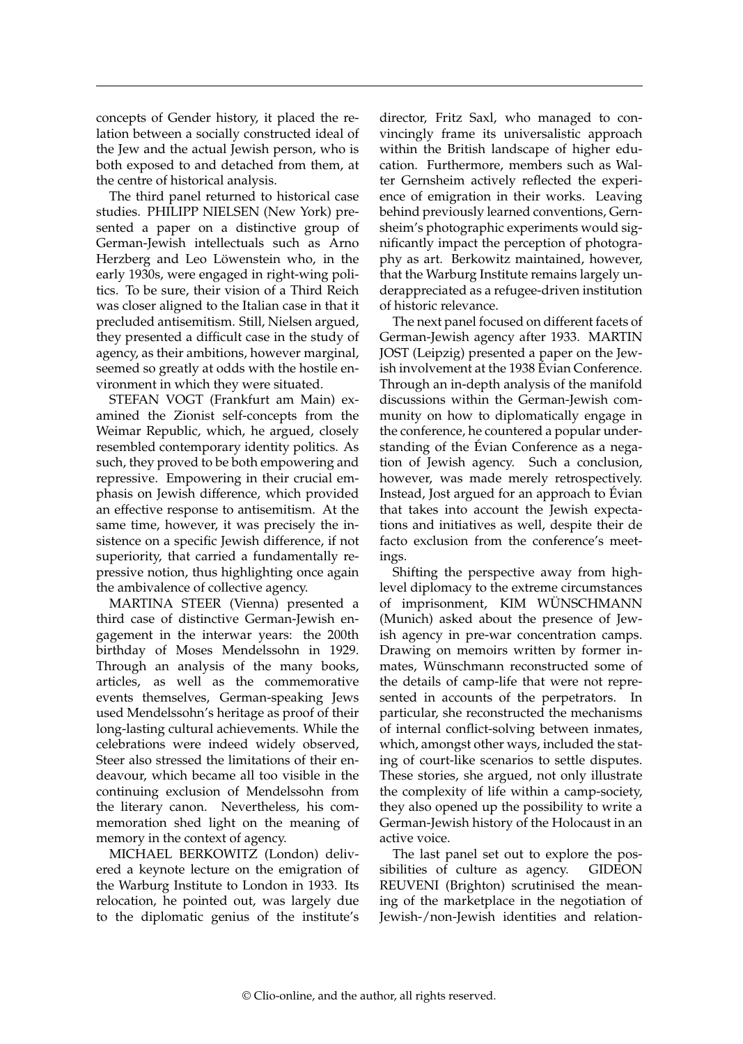concepts of Gender history, it placed the relation between a socially constructed ideal of the Jew and the actual Jewish person, who is both exposed to and detached from them, at the centre of historical analysis.

The third panel returned to historical case studies. PHILIPP NIELSEN (New York) presented a paper on a distinctive group of German-Jewish intellectuals such as Arno Herzberg and Leo Löwenstein who, in the early 1930s, were engaged in right-wing politics. To be sure, their vision of a Third Reich was closer aligned to the Italian case in that it precluded antisemitism. Still, Nielsen argued, they presented a difficult case in the study of agency, as their ambitions, however marginal, seemed so greatly at odds with the hostile environment in which they were situated.

STEFAN VOGT (Frankfurt am Main) examined the Zionist self-concepts from the Weimar Republic, which, he argued, closely resembled contemporary identity politics. As such, they proved to be both empowering and repressive. Empowering in their crucial emphasis on Jewish difference, which provided an effective response to antisemitism. At the same time, however, it was precisely the insistence on a specific Jewish difference, if not superiority, that carried a fundamentally repressive notion, thus highlighting once again the ambivalence of collective agency.

MARTINA STEER (Vienna) presented a third case of distinctive German-Jewish engagement in the interwar years: the 200th birthday of Moses Mendelssohn in 1929. Through an analysis of the many books, articles, as well as the commemorative events themselves, German-speaking Jews used Mendelssohn's heritage as proof of their long-lasting cultural achievements. While the celebrations were indeed widely observed, Steer also stressed the limitations of their endeavour, which became all too visible in the continuing exclusion of Mendelssohn from the literary canon. Nevertheless, his commemoration shed light on the meaning of memory in the context of agency.

MICHAEL BERKOWITZ (London) delivered a keynote lecture on the emigration of the Warburg Institute to London in 1933. Its relocation, he pointed out, was largely due to the diplomatic genius of the institute's director, Fritz Saxl, who managed to convincingly frame its universalistic approach within the British landscape of higher education. Furthermore, members such as Walter Gernsheim actively reflected the experience of emigration in their works. Leaving behind previously learned conventions, Gernsheim's photographic experiments would significantly impact the perception of photography as art. Berkowitz maintained, however, that the Warburg Institute remains largely underappreciated as a refugee-driven institution of historic relevance.

The next panel focused on different facets of German-Jewish agency after 1933. MARTIN JOST (Leipzig) presented a paper on the Jewish involvement at the 1938 Évian Conference. Through an in-depth analysis of the manifold discussions within the German-Jewish community on how to diplomatically engage in the conference, he countered a popular understanding of the Évian Conference as a negation of Jewish agency. Such a conclusion, however, was made merely retrospectively. Instead, Jost argued for an approach to Évian that takes into account the Jewish expectations and initiatives as well, despite their de facto exclusion from the conference's meetings.

Shifting the perspective away from high-level diplomacy to the extreme circumstances of imprisonment, KIM WÜNSCHMANN (Munich) asked about the presence of Jewish agency in pre-war concentration camps. Drawing on memoirs written by former inmates, Wünschmann reconstructed some of the details of camp-life that were not represented in accounts of the perpetrators. In particular, she reconstructed the mechanisms of internal conflict-solving between inmates, which, amongst other ways, included the stating of court-like scenarios to settle disputes. These stories, she argued, not only illustrate the complexity of life within a camp-society, they also opened up the possibility to write a German-Jewish history of the Holocaust in an active voice.

The last panel set out to explore the possibilities of culture as agency. GIDEON REUVENI (Brighton) scrutinised the meaning of the marketplace in the negotiation of Jewish-/non-Jewish identities and relation-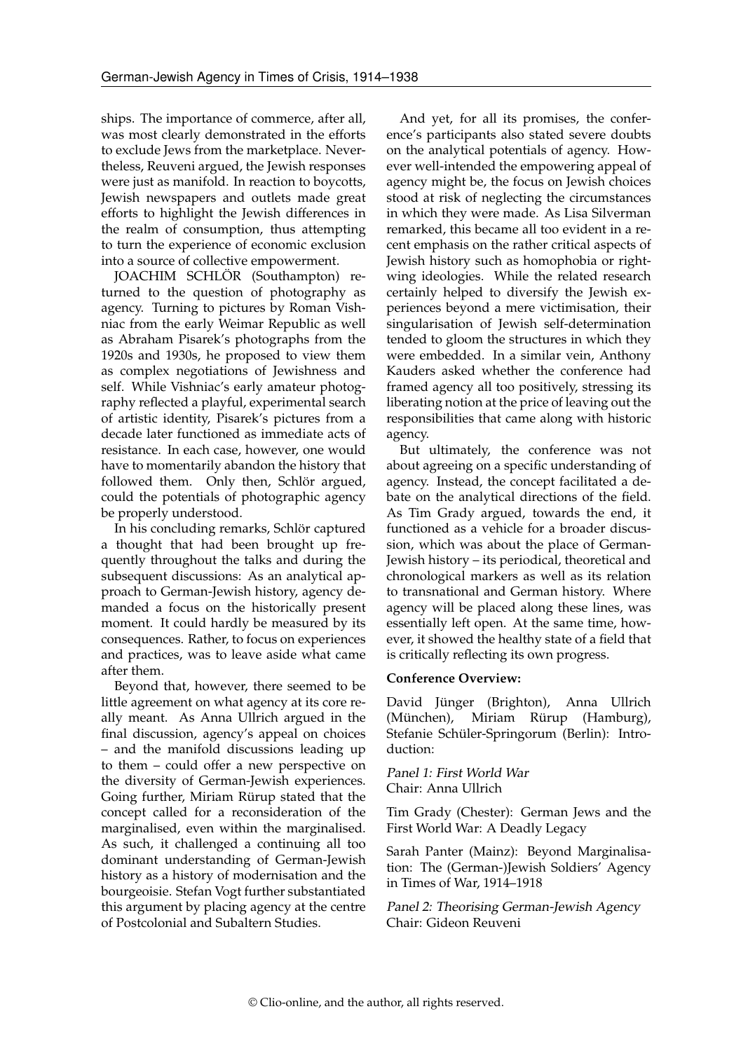ships. The importance of commerce, after all, was most clearly demonstrated in the efforts to exclude Jews from the marketplace. Nevertheless, Reuveni argued, the Jewish responses were just as manifold. In reaction to boycotts, Jewish newspapers and outlets made great efforts to highlight the Jewish differences in the realm of consumption, thus attempting to turn the experience of economic exclusion into a source of collective empowerment.

JOACHIM SCHLÖR (Southampton) returned to the question of photography as agency. Turning to pictures by Roman Vishniac from the early Weimar Republic as well as Abraham Pisarek's photographs from the 1920s and 1930s, he proposed to view them as complex negotiations of Jewishness and self. While Vishniac's early amateur photography reflected a playful, experimental search of artistic identity, Pisarek's pictures from a decade later functioned as immediate acts of resistance. In each case, however, one would have to momentarily abandon the history that followed them. Only then, Schlör argued, could the potentials of photographic agency be properly understood.

In his concluding remarks, Schlör captured a thought that had been brought up frequently throughout the talks and during the subsequent discussions: As an analytical approach to German-Jewish history, agency demanded a focus on the historically present moment. It could hardly be measured by its consequences. Rather, to focus on experiences and practices, was to leave aside what came after them.

Beyond that, however, there seemed to be little agreement on what agency at its core really meant. As Anna Ullrich argued in the final discussion, agency's appeal on choices – and the manifold discussions leading up to them – could offer a new perspective on the diversity of German-Jewish experiences. Going further, Miriam Rürup stated that the concept called for a reconsideration of the marginalised, even within the marginalised. As such, it challenged a continuing all too dominant understanding of German-Jewish history as a history of modernisation and the bourgeoisie. Stefan Vogt further substantiated this argument by placing agency at the centre of Postcolonial and Subaltern Studies.

And yet, for all its promises, the conference's participants also stated severe doubts on the analytical potentials of agency. However well-intended the empowering appeal of agency might be, the focus on Jewish choices stood at risk of neglecting the circumstances in which they were made. As Lisa Silverman remarked, this became all too evident in a recent emphasis on the rather critical aspects of Jewish history such as homophobia or right-wing ideologies. While the related research certainly helped to diversify the Jewish experiences beyond a mere victimisation, their singularisation of Jewish self-determination tended to gloom the structures in which they were embedded. In a similar vein, Anthony Kauders asked whether the conference had framed agency all too positively, stressing its liberating notion at the price of leaving out the responsibilities that came along with historic agency.

But ultimately, the conference was not about agreeing on a specific understanding of agency. Instead, the concept facilitated a debate on the analytical directions of the field. As Tim Grady argued, towards the end, it functioned as a vehicle for a broader discussion, which was about the place of German-Jewish history – its periodical, theoretical and chronological markers as well as its relation to transnational and German history. Where agency will be placed along these lines, was essentially left open. At the same time, however, it showed the healthy state of a field that is critically reflecting its own progress.

**Conference Overview:**

David Jünger (Brighton), Anna Ullrich (München), Miriam Rürup (Hamburg), Stefanie Schüler-Springorum (Berlin): Introduction:

*Panel 1: First World War*
Chair: Anna Ullrich

Tim Grady (Chester): German Jews and the First World War: A Deadly Legacy

Sarah Panter (Mainz): Beyond Marginalisation: The (German-)Jewish Soldiers' Agency in Times of War, 1914–1918

*Panel 2: Theorising German-Jewish Agency*
Chair: Gideon Reuveni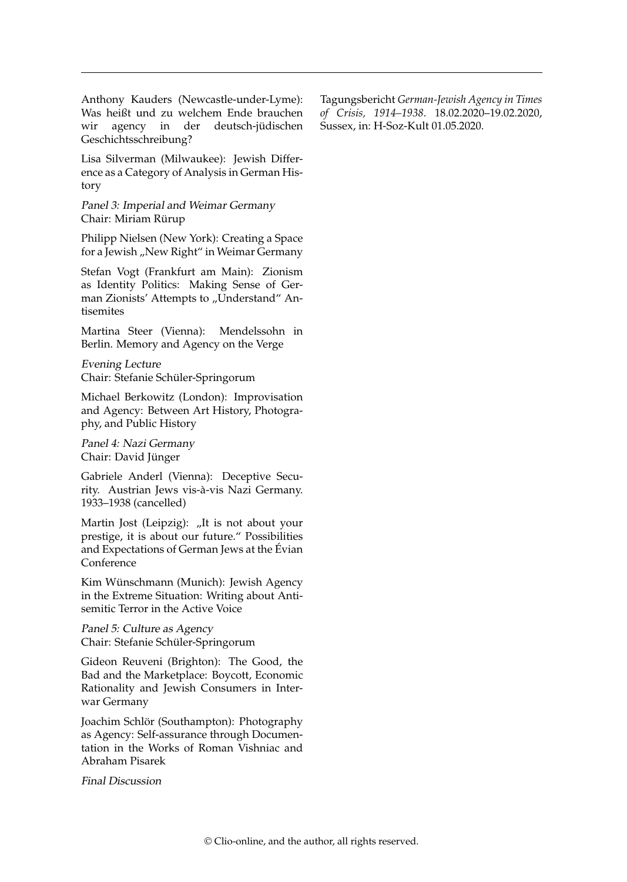Anthony Kauders (Newcastle-under-Lyme): Was heißt und zu welchem Ende brauchen wir agency in der deutsch-jüdischen Geschichtsschreibung?

Lisa Silverman (Milwaukee): Jewish Difference as a Category of Analysis in German History

*Panel 3: Imperial and Weimar Germany*
Chair: Miriam Rürup

Philipp Nielsen (New York): Creating a Space for a Jewish „New Right" in Weimar Germany

Stefan Vogt (Frankfurt am Main): Zionism as Identity Politics: Making Sense of German Zionists' Attempts to „Understand" Antisemites

Martina Steer (Vienna): Mendelssohn in Berlin. Memory and Agency on the Verge

*Evening Lecture*
Chair: Stefanie Schüler-Springorum

Michael Berkowitz (London): Improvisation and Agency: Between Art History, Photography, and Public History

*Panel 4: Nazi Germany*
Chair: David Jünger

Gabriele Anderl (Vienna): Deceptive Security. Austrian Jews vis-à-vis Nazi Germany. 1933–1938 (cancelled)

Martin Jost (Leipzig): „It is not about your prestige, it is about our future." Possibilities and Expectations of German Jews at the Évian Conference

Kim Wünschmann (Munich): Jewish Agency in the Extreme Situation: Writing about Antisemitic Terror in the Active Voice

*Panel 5: Culture as Agency*
Chair: Stefanie Schüler-Springorum

Gideon Reuveni (Brighton): The Good, the Bad and the Marketplace: Boycott, Economic Rationality and Jewish Consumers in Interwar Germany

Joachim Schlör (Southampton): Photography as Agency: Self-assurance through Documentation in the Works of Roman Vishniac and Abraham Pisarek

*Final Discussion*

Tagungsbericht *German-Jewish Agency in Times of Crisis, 1914–1938*. 18.02.2020–19.02.2020, Sussex, in: H-Soz-Kult 01.05.2020.